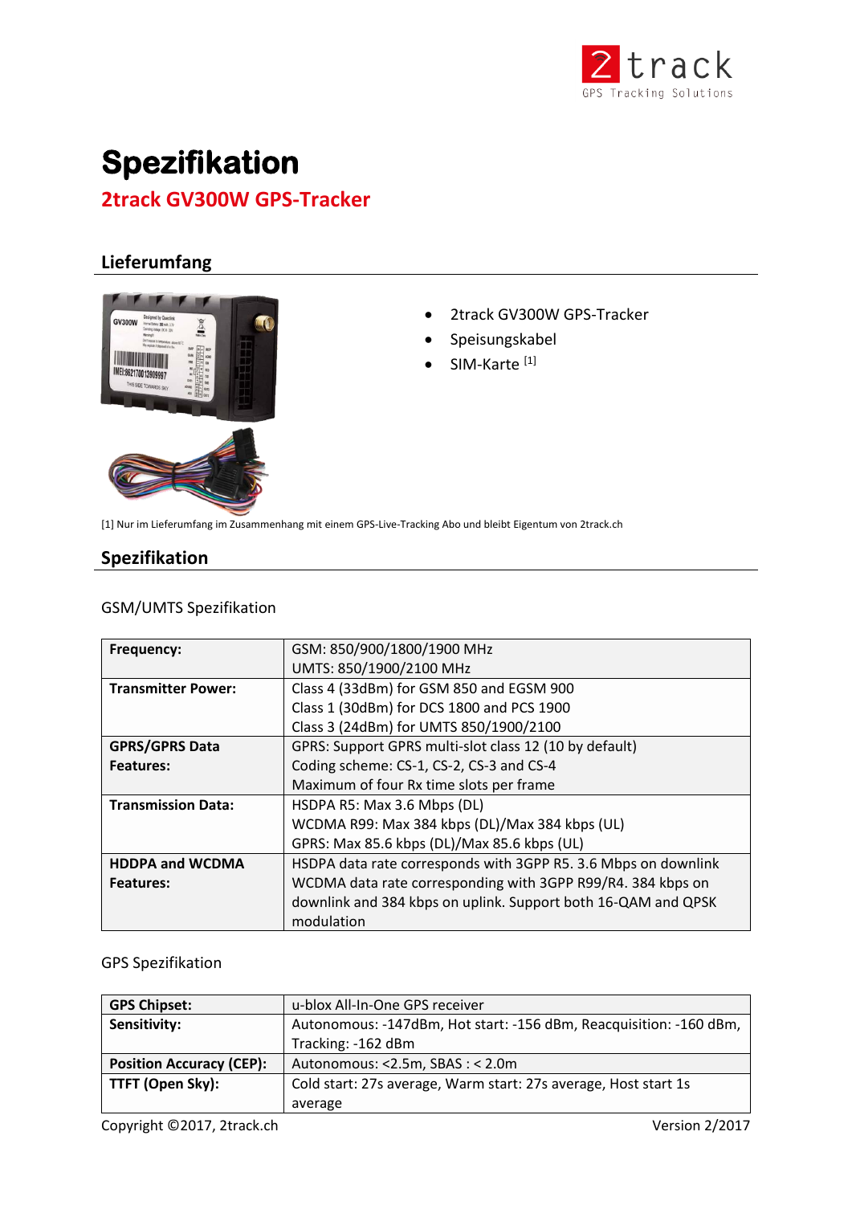# Spezifikation

## 2track GV300W GPS-Tracker

### Lieferumfang

- 2track GV300W GPS-Tracker
- Speisungskabel
- SIM-Karte [1]

[1] Nur im Lieferumfang im Zusammenhang mit einem GPS-Live-Tracking Abo und bleibt Eigentum von 2track.ch

### Spezifikation

GSM/UMTS Spezifikation

| | |
|---|---|
| **Frequency:** | GSM: 850/900/1800/1900 MHz<br>UMTS: 850/1900/2100 MHz |
| **Transmitter Power:** | Class 4 (33dBm) for GSM 850 and EGSM 900<br>Class 1 (30dBm) for DCS 1800 and PCS 1900<br>Class 3 (24dBm) for UMTS 850/1900/2100 |
| **GPRS/GPRS Data Features:** | GPRS: Support GPRS multi-slot class 12 (10 by default)<br>Coding scheme: CS-1, CS-2, CS-3 and CS-4<br>Maximum of four Rx time slots per frame |
| **Transmission Data:** | HSDPA R5: Max 3.6 Mbps (DL)<br>WCDMA R99: Max 384 kbps (DL)/Max 384 kbps (UL)<br>GPRS: Max 85.6 kbps (DL)/Max 85.6 kbps (UL) |
| **HDDPA and WCDMA Features:** | HSDPA data rate corresponds with 3GPP R5. 3.6 Mbps on downlink WCDMA data rate corresponding with 3GPP R99/R4. 384 kbps on downlink and 384 kbps on uplink. Support both 16-QAM and QPSK modulation |

GPS Spezifikation

| | |
|---|---|
| **GPS Chipset:** | u-blox All-In-One GPS receiver |
| **Sensitivity:** | Autonomous: -147dBm, Hot start: -156 dBm, Reacquisition: -160 dBm, Tracking: -162 dBm |
| **Position Accuracy (CEP):** | Autonomous: <2.5m, SBAS : < 2.0m |
| **TTFT (Open Sky):** | Cold start: 27s average, Warm start: 27s average, Host start 1s average |

Copyright ©2017, 2track.ch Version 2/2017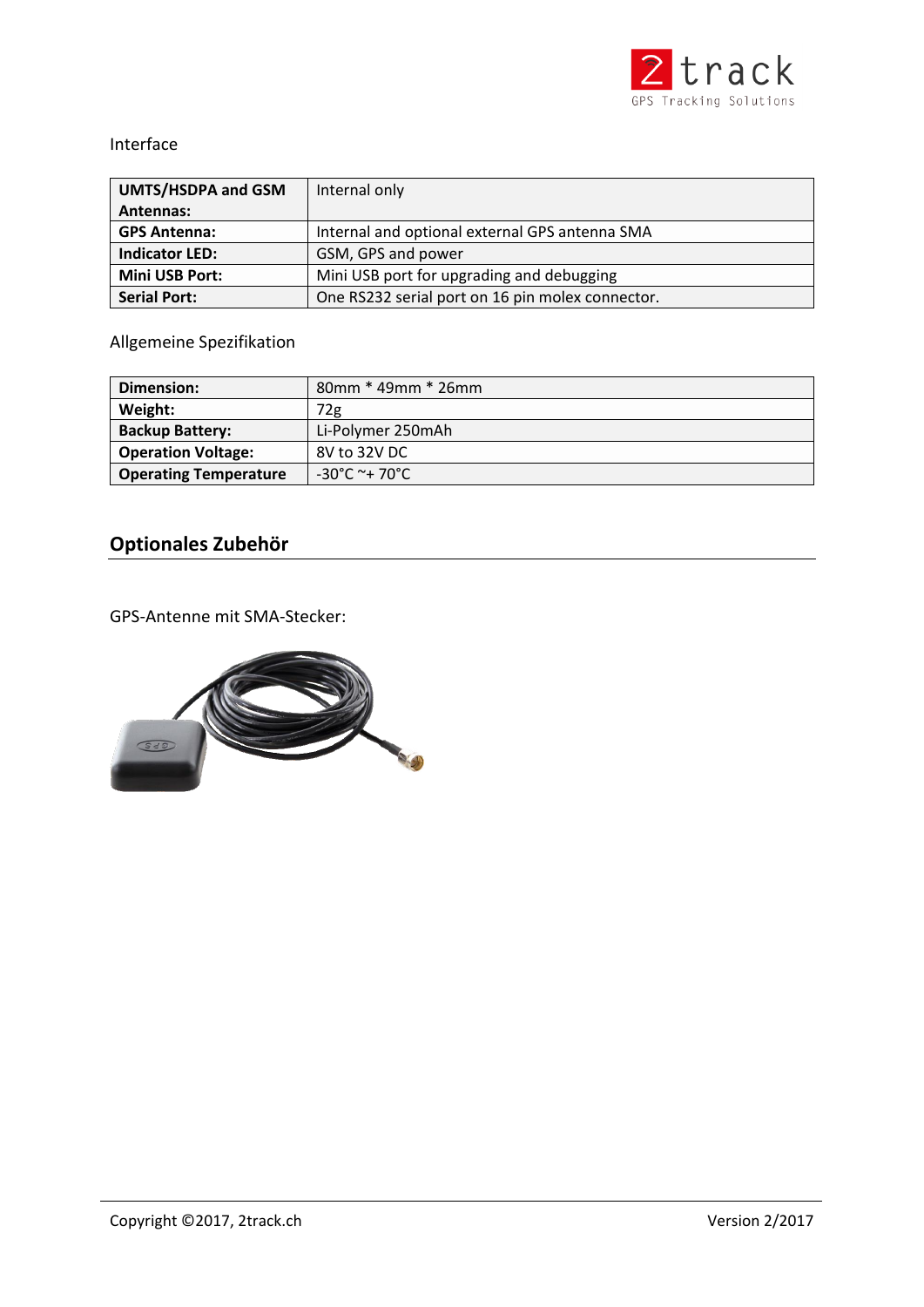Interface

| UMTS/HSDPA and GSM Antennas: | Internal only |
| --- | --- |
| **GPS Antenna:** | Internal and optional external GPS antenna SMA |
| **Indicator LED:** | GSM, GPS and power |
| **Mini USB Port:** | Mini USB port for upgrading and debugging |
| **Serial Port:** | One RS232 serial port on 16 pin molex connector. |

Allgemeine Spezifikation

| Dimension: | 80mm * 49mm * 26mm |
| --- | --- |
| **Weight:** | 72g |
| **Backup Battery:** | Li-Polymer 250mAh |
| **Operation Voltage:** | 8V to 32V DC |
| **Operating Temperature** | -30°C ~+ 70°C |

## Optionales Zubehör

GPS-Antenne mit SMA-Stecker: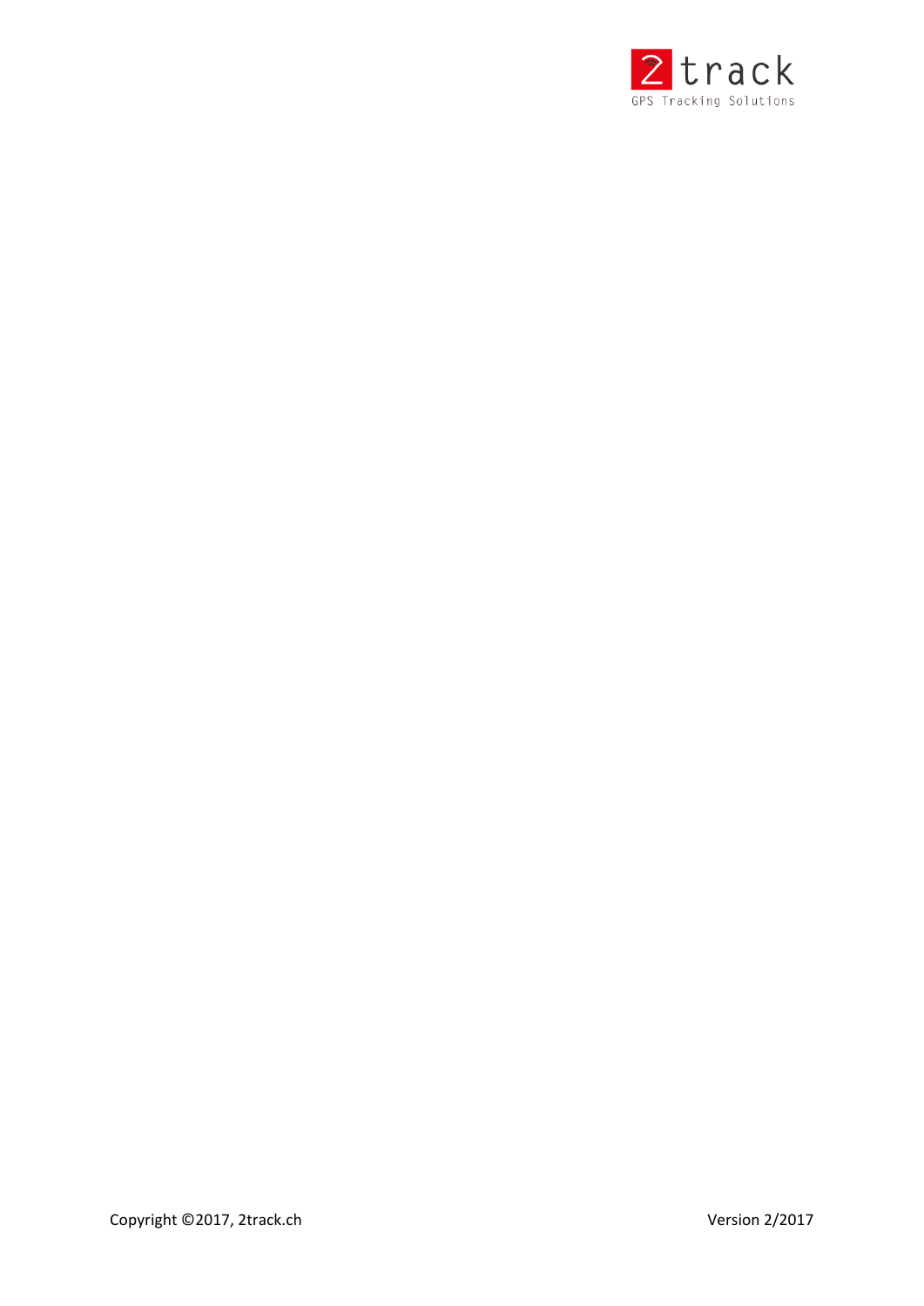2track

GPS Tracking Solutions

Copyright ©2017, 2track.ch

Version 2/2017